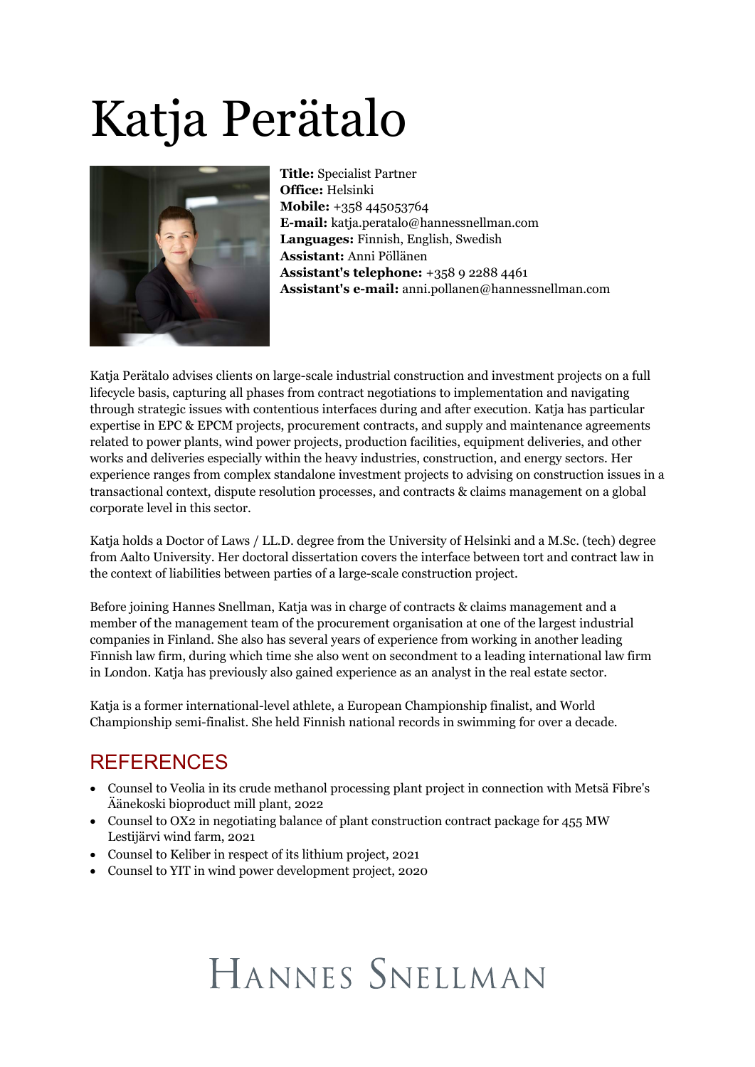# Katja Perätalo

**Title:** Specialist Partner
**Office:** Helsinki
**Mobile:** +358 445053764
**E-mail:** katja.peratalo@hannessnellman.com
**Languages:** Finnish, English, Swedish
**Assistant:** Anni Pöllänen
**Assistant's telephone:** +358 9 2288 4461
**Assistant's e-mail:** anni.pollanen@hannessnellman.com

Katja Perätalo advises clients on large-scale industrial construction and investment projects on a full lifecycle basis, capturing all phases from contract negotiations to implementation and navigating through strategic issues with contentious interfaces during and after execution. Katja has particular expertise in EPC & EPCM projects, procurement contracts, and supply and maintenance agreements related to power plants, wind power projects, production facilities, equipment deliveries, and other works and deliveries especially within the heavy industries, construction, and energy sectors. Her experience ranges from complex standalone investment projects to advising on construction issues in a transactional context, dispute resolution processes, and contracts & claims management on a global corporate level in this sector.

Katja holds a Doctor of Laws / LL.D. degree from the University of Helsinki and a M.Sc. (tech) degree from Aalto University. Her doctoral dissertation covers the interface between tort and contract law in the context of liabilities between parties of a large-scale construction project.

Before joining Hannes Snellman, Katja was in charge of contracts & claims management and a member of the management team of the procurement organisation at one of the largest industrial companies in Finland. She also has several years of experience from working in another leading Finnish law firm, during which time she also went on secondment to a leading international law firm in London. Katja has previously also gained experience as an analyst in the real estate sector.

Katja is a former international-level athlete, a European Championship finalist, and World Championship semi-finalist. She held Finnish national records in swimming for over a decade.

## REFERENCES

- Counsel to Veolia in its crude methanol processing plant project in connection with Metsä Fibre's Äänekoski bioproduct mill plant, 2022
- Counsel to OX2 in negotiating balance of plant construction contract package for 455 MW Lestijärvi wind farm, 2021
- Counsel to Keliber in respect of its lithium project, 2021
- Counsel to YIT in wind power development project, 2020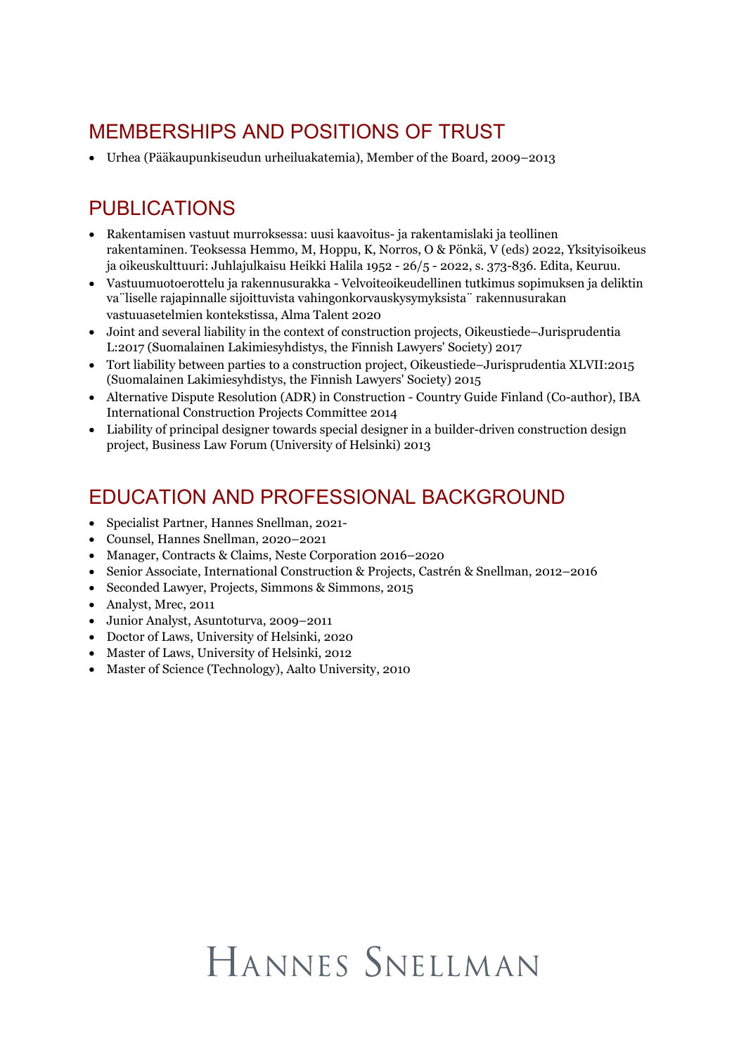## MEMBERSHIPS AND POSITIONS OF TRUST

- Urhea (Pääkaupunkiseudun urheiluakatemia), Member of the Board, 2009–2013

## PUBLICATIONS

- Rakentamisen vastuut murroksessa: uusi kaavoitus- ja rakentamislaki ja teollinen rakentaminen. Teoksessa Hemmo, M, Hoppu, K, Norros, O & Pönkä, V (eds) 2022, Yksityisoikeus ja oikeuskulttuuri: Juhlajulkaisu Heikki Halila 1952 - 26/5 - 2022, s. 373-836. Edita, Keuruu.
- Vastuumuotoerottelu ja rakennusurakka - Velvoiteoikeudellinen tutkimus sopimuksen ja deliktin va¨liselle rajapinnalle sijoittuvista vahingonkorvauskysymyksista¨ rakennusurakan vastuuasetelmien kontekstissa, Alma Talent 2020
- Joint and several liability in the context of construction projects, Oikeustiede–Jurisprudentia L:2017 (Suomalainen Lakimiesyhdistys, the Finnish Lawyers' Society) 2017
- Tort liability between parties to a construction project, Oikeustiede–Jurisprudentia XLVII:2015 (Suomalainen Lakimiesyhdistys, the Finnish Lawyers' Society) 2015
- Alternative Dispute Resolution (ADR) in Construction - Country Guide Finland (Co-author), IBA International Construction Projects Committee 2014
- Liability of principal designer towards special designer in a builder-driven construction design project, Business Law Forum (University of Helsinki) 2013

## EDUCATION AND PROFESSIONAL BACKGROUND

- Specialist Partner, Hannes Snellman, 2021-
- Counsel, Hannes Snellman, 2020–2021
- Manager, Contracts & Claims, Neste Corporation 2016–2020
- Senior Associate, International Construction & Projects, Castrén & Snellman, 2012–2016
- Seconded Lawyer, Projects, Simmons & Simmons, 2015
- Analyst, Mrec, 2011
- Junior Analyst, Asuntoturva, 2009–2011
- Doctor of Laws, University of Helsinki, 2020
- Master of Laws, University of Helsinki, 2012
- Master of Science (Technology), Aalto University, 2010